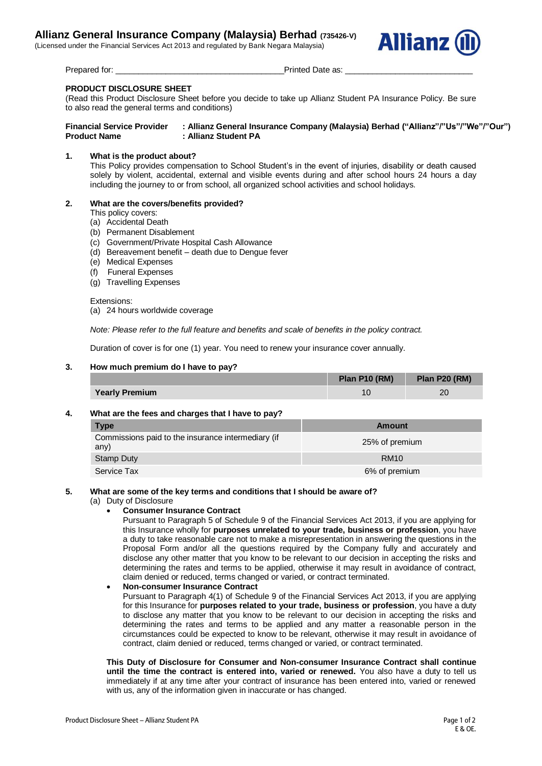# Allianz General Insurance Company (Malaysia) Berhad (735426-V)

(Licensed under the Financial Services Act 2013 and regulated by Bank Negara Malaysia)

Prepared for: ___________________________________Printed Date as: ___________________________

## PRODUCT DISCLOSURE SHEET

(Read this Product Disclosure Sheet before you decide to take up Allianz Student PA Insurance Policy. Be sure to also read the general terms and conditions)

**Financial Service Provider : Allianz General Insurance Company (Malaysia) Berhad ("Allianz"/"Us"/"We"/"Our")**
**Product Name : Allianz Student PA**

### 1. What is the product about?

This Policy provides compensation to School Student's in the event of injuries, disability or death caused solely by violent, accidental, external and visible events during and after school hours 24 hours a day including the journey to or from school, all organized school activities and school holidays.

### 2. What are the covers/benefits provided?

This policy covers:

(a) Accidental Death
(b) Permanent Disablement
(c) Government/Private Hospital Cash Allowance
(d) Bereavement benefit – death due to Dengue fever
(e) Medical Expenses
(f) Funeral Expenses
(g) Travelling Expenses

Extensions:

(a) 24 hours worldwide coverage

*Note: Please refer to the full feature and benefits and scale of benefits in the policy contract.*

Duration of cover is for one (1) year. You need to renew your insurance cover annually.

### 3. How much premium do I have to pay?

| | Plan P10 (RM) | Plan P20 (RM) |
|---|---|---|
| **Yearly Premium** | 10 | 20 |

### 4. What are the fees and charges that I have to pay?

| Type | Amount |
|---|---|
| Commissions paid to the insurance intermediary (if any) | 25% of premium |
| Stamp Duty | RM10 |
| Service Tax | 6% of premium |

### 5. What are some of the key terms and conditions that I should be aware of?

(a) Duty of Disclosure

- **Consumer Insurance Contract**
  Pursuant to Paragraph 5 of Schedule 9 of the Financial Services Act 2013, if you are applying for this Insurance wholly for **purposes unrelated to your trade, business or profession**, you have a duty to take reasonable care not to make a misrepresentation in answering the questions in the Proposal Form and/or all the questions required by the Company fully and accurately and disclose any other matter that you know to be relevant to our decision in accepting the risks and determining the rates and terms to be applied, otherwise it may result in avoidance of contract, claim denied or reduced, terms changed or varied, or contract terminated.
- **Non-consumer Insurance Contract**
  Pursuant to Paragraph 4(1) of Schedule 9 of the Financial Services Act 2013, if you are applying for this Insurance for **purposes related to your trade, business or profession**, you have a duty to disclose any matter that you know to be relevant to our decision in accepting the risks and determining the rates and terms to be applied and any matter a reasonable person in the circumstances could be expected to know to be relevant, otherwise it may result in avoidance of contract, claim denied or reduced, terms changed or varied, or contract terminated.

**This Duty of Disclosure for Consumer and Non-consumer Insurance Contract shall continue until the time the contract is entered into, varied or renewed.** You also have a duty to tell us immediately if at any time after your contract of insurance has been entered into, varied or renewed with us, any of the information given in inaccurate or has changed.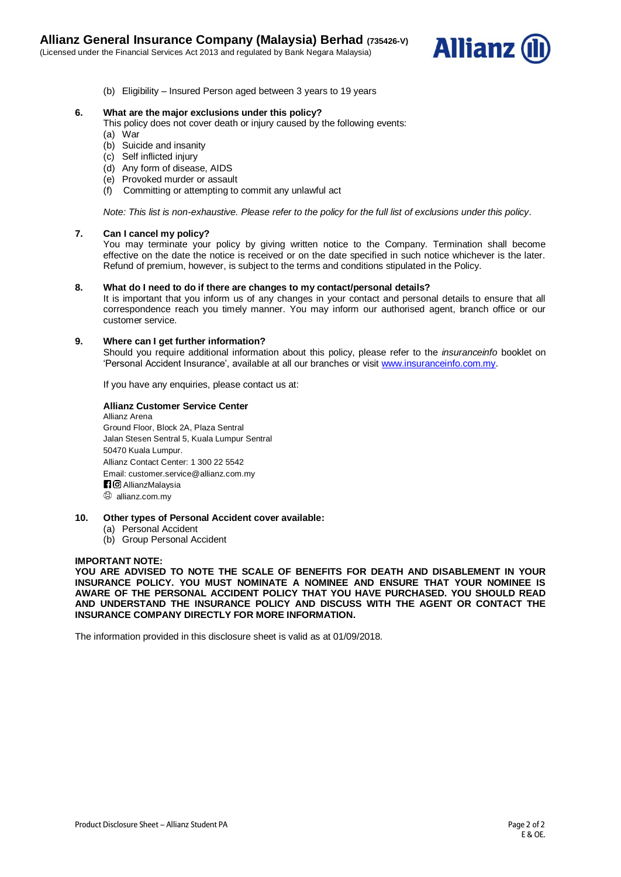(b) Eligibility – Insured Person aged between 3 years to 19 years

**6. What are the major exclusions under this policy?**

This policy does not cover death or injury caused by the following events:

(a) War
(b) Suicide and insanity
(c) Self inflicted injury
(d) Any form of disease, AIDS
(e) Provoked murder or assault
(f) Committing or attempting to commit any unlawful act

*Note: This list is non-exhaustive. Please refer to the policy for the full list of exclusions under this policy*.

**7. Can I cancel my policy?**

You may terminate your policy by giving written notice to the Company. Termination shall become effective on the date the notice is received or on the date specified in such notice whichever is the later. Refund of premium, however, is subject to the terms and conditions stipulated in the Policy.

**8. What do I need to do if there are changes to my contact/personal details?**

It is important that you inform us of any changes in your contact and personal details to ensure that all correspondence reach you timely manner. You may inform our authorised agent, branch office or our customer service.

**9. Where can I get further information?**

Should you require additional information about this policy, please refer to the *insuranceinfo* booklet on 'Personal Accident Insurance', available at all our branches or visit [www.insuranceinfo.com.my](http://www.insuranceinfo.com.my).

If you have any enquiries, please contact us at:

**Allianz Customer Service Center**
Allianz Arena
Ground Floor, Block 2A, Plaza Sentral
Jalan Stesen Sentral 5, Kuala Lumpur Sentral
50470 Kuala Lumpur.
Allianz Contact Center: 1 300 22 5542
Email: customer.service@allianz.com.my
AllianzMalaysia
allianz.com.my

**10. Other types of Personal Accident cover available:**

(a) Personal Accident
(b) Group Personal Accident

**IMPORTANT NOTE:**

**YOU ARE ADVISED TO NOTE THE SCALE OF BENEFITS FOR DEATH AND DISABLEMENT IN YOUR INSURANCE POLICY. YOU MUST NOMINATE A NOMINEE AND ENSURE THAT YOUR NOMINEE IS AWARE OF THE PERSONAL ACCIDENT POLICY THAT YOU HAVE PURCHASED. YOU SHOULD READ AND UNDERSTAND THE INSURANCE POLICY AND DISCUSS WITH THE AGENT OR CONTACT THE INSURANCE COMPANY DIRECTLY FOR MORE INFORMATION.**

The information provided in this disclosure sheet is valid as at 01/09/2018.